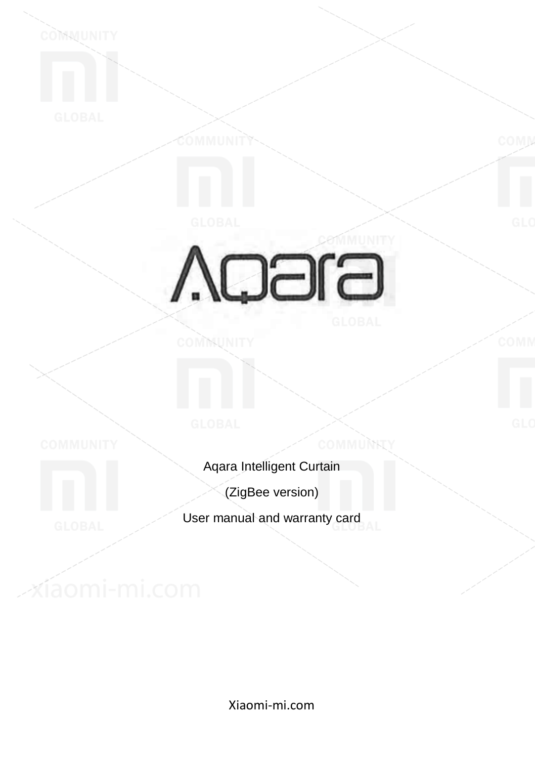# Aqara

Aqara Intelligent Curtain

(ZigBee version)

User manual and warranty card

Xiaomi-mi.com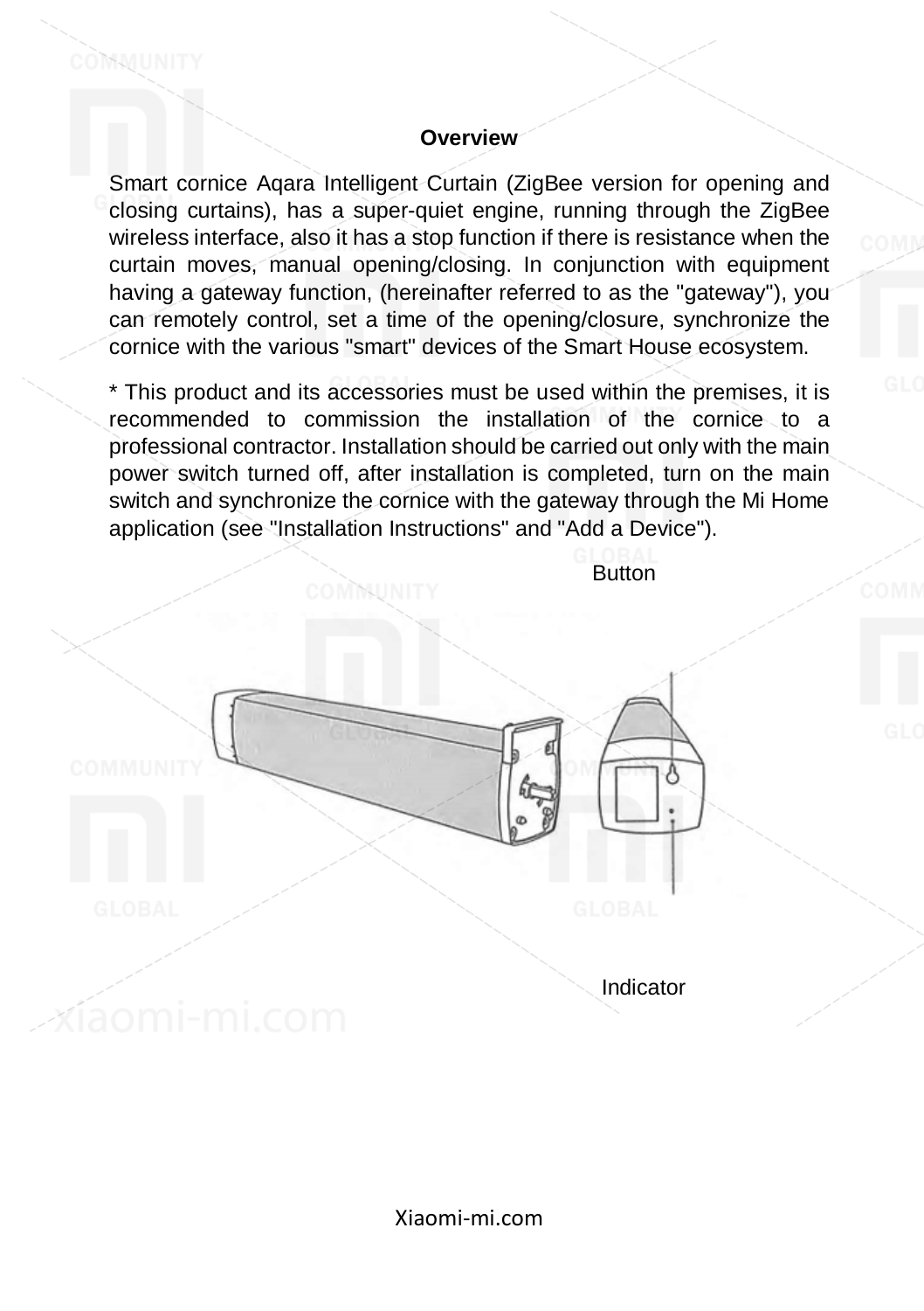## Overview

Smart cornice Aqara Intelligent Curtain (ZigBee version for opening and closing curtains), has a super-quiet engine, running through the ZigBee wireless interface, also it has a stop function if there is resistance when the curtain moves, manual opening/closing. In conjunction with equipment having a gateway function, (hereinafter referred to as the "gateway"), you can remotely control, set a time of the opening/closure, synchronize the cornice with the various "smart" devices of the Smart House ecosystem.

* This product and its accessories must be used within the premises, it is recommended to commission the installation of the cornice to a professional contractor. Installation should be carried out only with the main power switch turned off, after installation is completed, turn on the main switch and synchronize the cornice with the gateway through the Mi Home application (see "Installation Instructions" and "Add a Device").

Button

Indicator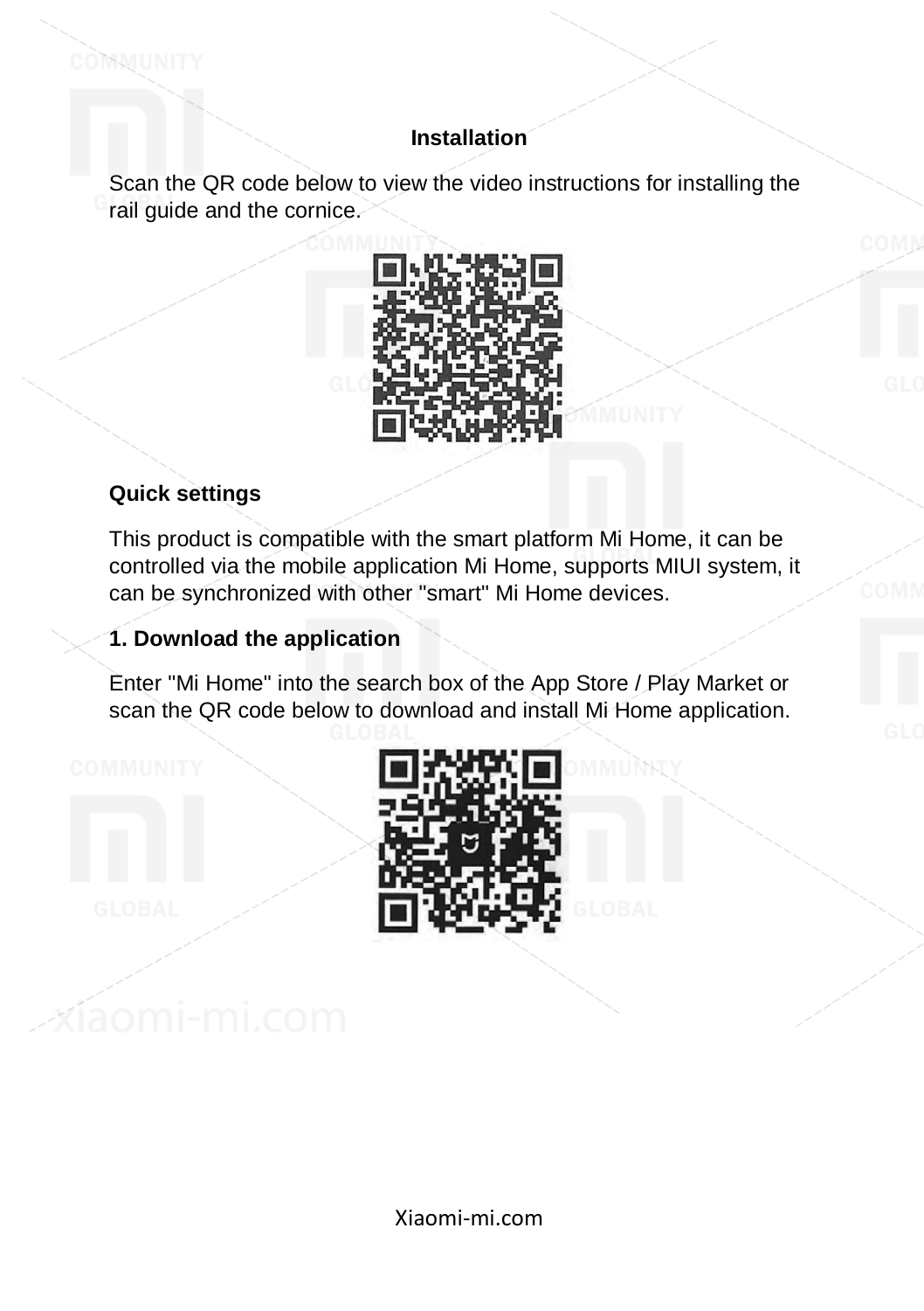## Installation

Scan the QR code below to view the video instructions for installing the rail guide and the cornice.

### Quick settings

This product is compatible with the smart platform Mi Home, it can be controlled via the mobile application Mi Home, supports MIUI system, it can be synchronized with other "smart" Mi Home devices.

### 1. Download the application

Enter "Mi Home" into the search box of the App Store / Play Market or scan the QR code below to download and install Mi Home application.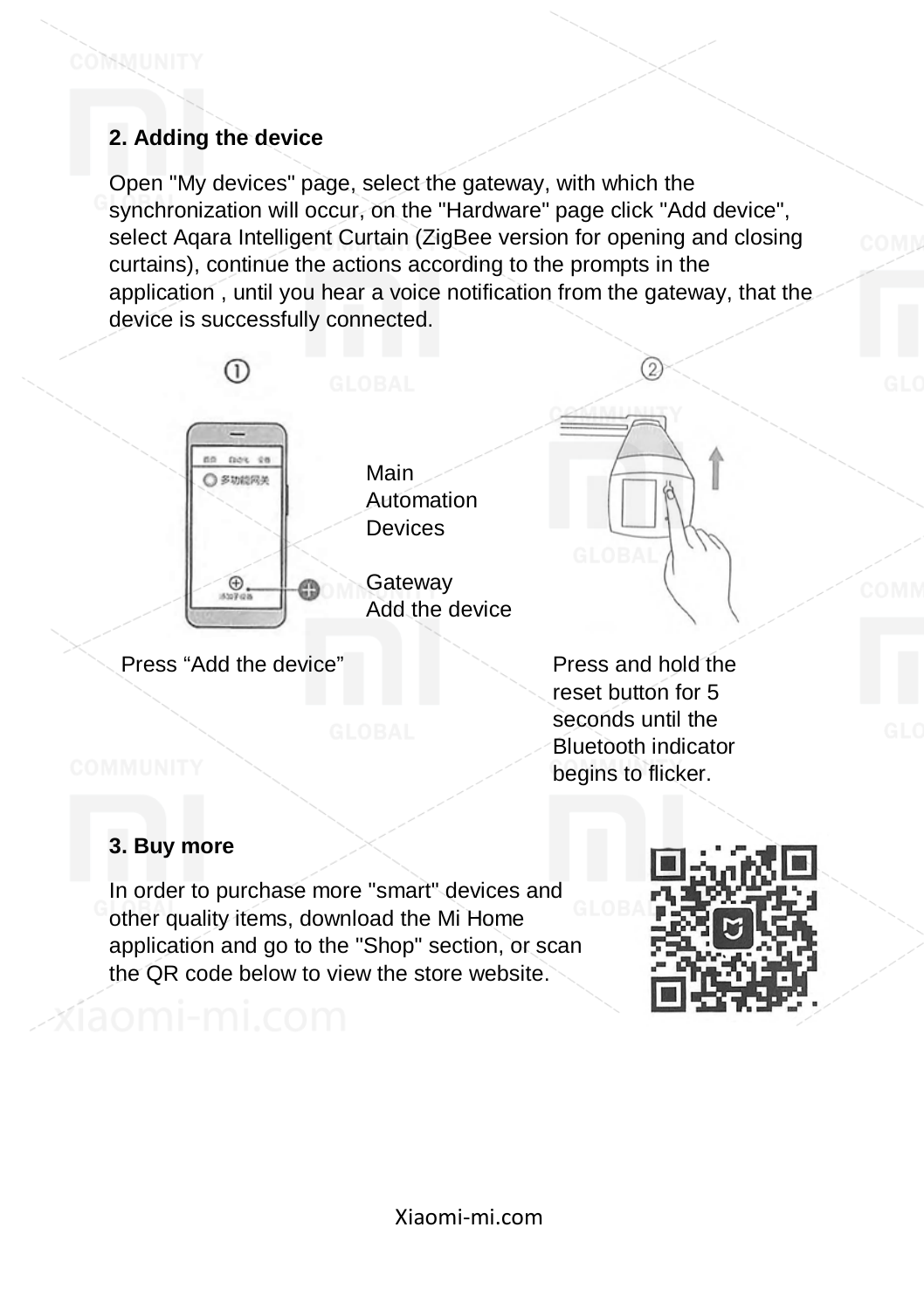## 2. Adding the device

Open "My devices" page, select the gateway, with which the synchronization will occur, on the "Hardware" page click "Add device", select Aqara Intelligent Curtain (ZigBee version for opening and closing curtains), continue the actions according to the prompts in the application , until you hear a voice notification from the gateway, that the device is successfully connected.

①

Main
Automation
Devices

Gateway
Add the device

Press “Add the device”

②

Press and hold the reset button for 5 seconds until the Bluetooth indicator begins to flicker.

## 3. Buy more

In order to purchase more "smart" devices and other quality items, download the Mi Home application and go to the "Shop" section, or scan the QR code below to view the store website.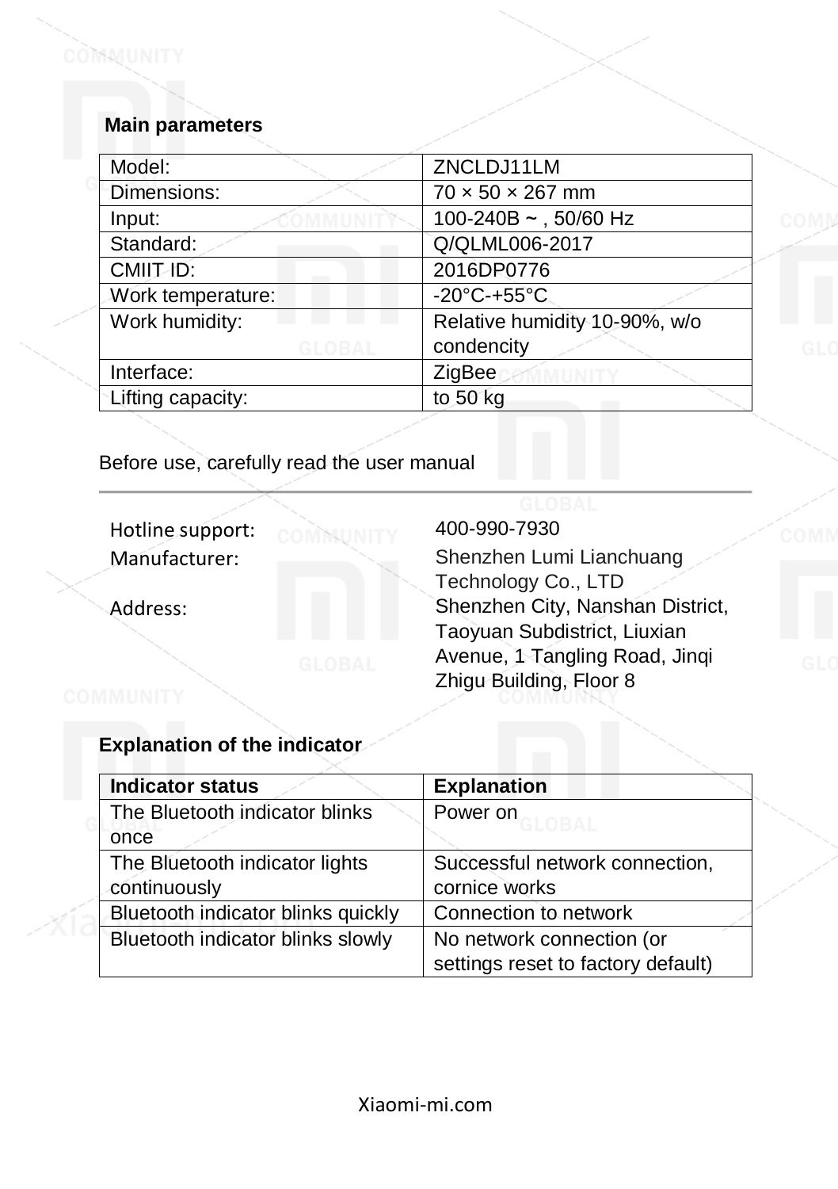## Main parameters

| Model: | ZNCLDJ11LM |
|---|---|
| Dimensions: | 70 × 50 × 267 mm |
| Input: | 100-240B ~ , 50/60 Hz |
| Standard: | Q/QLML006-2017 |
| CMIIT ID: | 2016DP0776 |
| Work temperature: | -20°C-+55°C |
| Work humidity: | Relative humidity 10-90%, w/o condencity |
| Interface: | ZigBee |
| Lifting capacity: | to 50 kg |

Before use, carefully read the user manual

---

Hotline support: 400-990-7930

Manufacturer: Shenzhen Lumi Lianchuang Technology Co., LTD

Address: Shenzhen City, Nanshan District, Taoyuan Subdistrict, Liuxian Avenue, 1 Tangling Road, Jinqi Zhigu Building, Floor 8

## Explanation of the indicator

| Indicator status | Explanation |
|---|---|
| The Bluetooth indicator blinks once | Power on |
| The Bluetooth indicator lights continuously | Successful network connection, cornice works |
| Bluetooth indicator blinks quickly | Connection to network |
| Bluetooth indicator blinks slowly | No network connection (or settings reset to factory default) |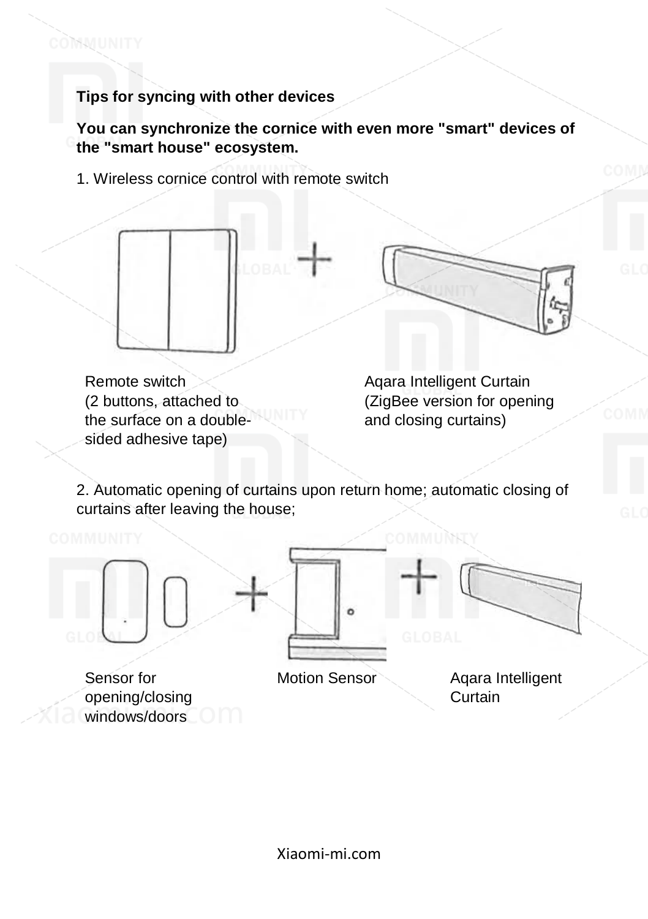**Tips for syncing with other devices**

**You can synchronize the cornice with even more "smart" devices of the "smart house" ecosystem.**

1. Wireless cornice control with remote switch

Remote switch
(2 buttons, attached to the surface on a double-sided adhesive tape)

Aqara Intelligent Curtain
(ZigBee version for opening and closing curtains)

2. Automatic opening of curtains upon return home; automatic closing of curtains after leaving the house;

Sensor for opening/closing windows/doors

Motion Sensor

Aqara Intelligent Curtain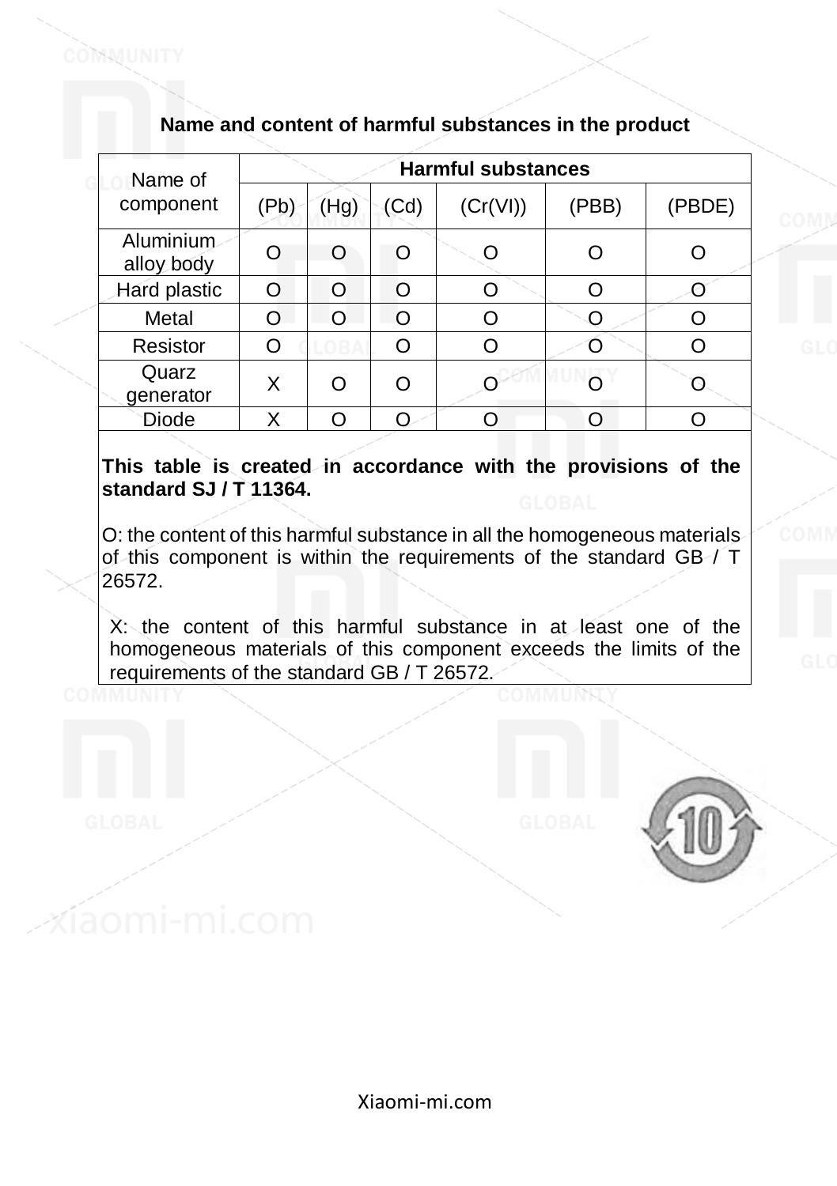**Name and content of harmful substances in the product**

| Name of component | Harmful substances | | | | | |
|---|---|---|---|---|---|---|
| | (Pb) | (Hg) | (Cd) | (Cr(VI)) | (PBB) | (PBDE) |
| Aluminium alloy body | O | O | O | O | O | O |
| Hard plastic | O | O | O | O | O | O |
| Metal | O | O | O | O | O | O |
| Resistor | O | | O | O | O | O |
| Quarz generator | X | O | O | O | O | O |
| Diode | X | O | O | O | O | O |

**This table is created in accordance with the provisions of the standard SJ / T 11364.**

O: the content of this harmful substance in all the homogeneous materials of this component is within the requirements of the standard GB / T 26572.

X: the content of this harmful substance in at least one of the homogeneous materials of this component exceeds the limits of the requirements of the standard GB / T 26572.

10